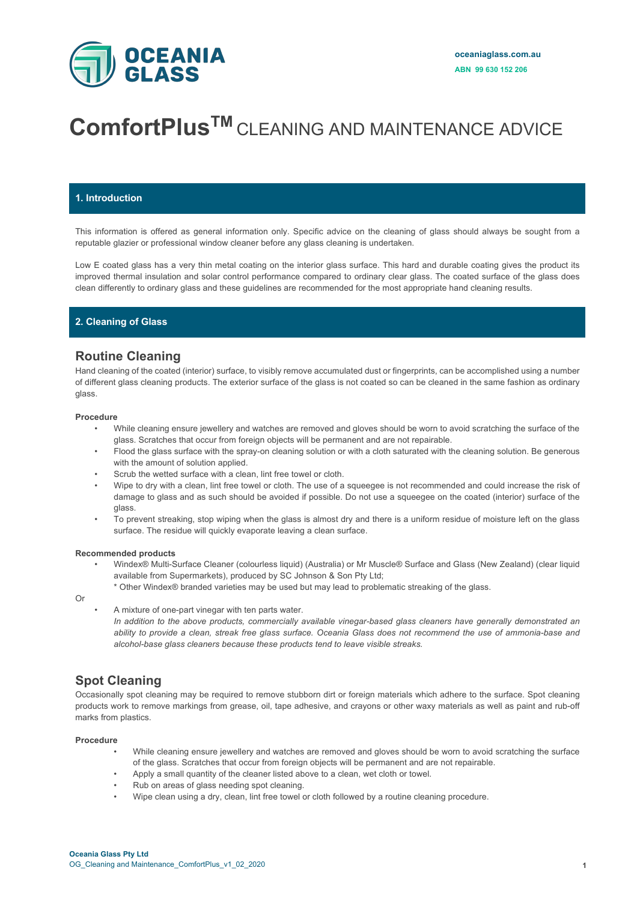oceaniaglass.com.au

ABN 99 630 152 206

# ComfortPlus™ CLEANING AND MAINTENANCE ADVICE

## 1. Introduction

This information is offered as general information only. Specific advice on the cleaning of glass should always be sought from a reputable glazier or professional window cleaner before any glass cleaning is undertaken.

Low E coated glass has a very thin metal coating on the interior glass surface. This hard and durable coating gives the product its improved thermal insulation and solar control performance compared to ordinary clear glass. The coated surface of the glass does clean differently to ordinary glass and these guidelines are recommended for the most appropriate hand cleaning results.

## 2. Cleaning of Glass

### Routine Cleaning

Hand cleaning of the coated (interior) surface, to visibly remove accumulated dust or fingerprints, can be accomplished using a number of different glass cleaning products. The exterior surface of the glass is not coated so can be cleaned in the same fashion as ordinary glass.

**Procedure**

- While cleaning ensure jewellery and watches are removed and gloves should be worn to avoid scratching the surface of the glass. Scratches that occur from foreign objects will be permanent and are not repairable.
- Flood the glass surface with the spray-on cleaning solution or with a cloth saturated with the cleaning solution. Be generous with the amount of solution applied.
- Scrub the wetted surface with a clean, lint free towel or cloth.
- Wipe to dry with a clean, lint free towel or cloth. The use of a squeegee is not recommended and could increase the risk of damage to glass and as such should be avoided if possible. Do not use a squeegee on the coated (interior) surface of the glass.
- To prevent streaking, stop wiping when the glass is almost dry and there is a uniform residue of moisture left on the glass surface. The residue will quickly evaporate leaving a clean surface.

**Recommended products**

- Windex® Multi-Surface Cleaner (colourless liquid) (Australia) or Mr Muscle® Surface and Glass (New Zealand) (clear liquid available from Supermarkets), produced by SC Johnson & Son Pty Ltd;
  * Other Windex® branded varieties may be used but may lead to problematic streaking of the glass.

Or

- A mixture of one-part vinegar with ten parts water.
  *In addition to the above products, commercially available vinegar-based glass cleaners have generally demonstrated an ability to provide a clean, streak free glass surface. Oceania Glass does not recommend the use of ammonia-base and alcohol-base glass cleaners because these products tend to leave visible streaks.*

### Spot Cleaning

Occasionally spot cleaning may be required to remove stubborn dirt or foreign materials which adhere to the surface. Spot cleaning products work to remove markings from grease, oil, tape adhesive, and crayons or other waxy materials as well as paint and rub-off marks from plastics.

**Procedure**

- While cleaning ensure jewellery and watches are removed and gloves should be worn to avoid scratching the surface of the glass. Scratches that occur from foreign objects will be permanent and are not repairable.
- Apply a small quantity of the cleaner listed above to a clean, wet cloth or towel.
- Rub on areas of glass needing spot cleaning.
- Wipe clean using a dry, clean, lint free towel or cloth followed by a routine cleaning procedure.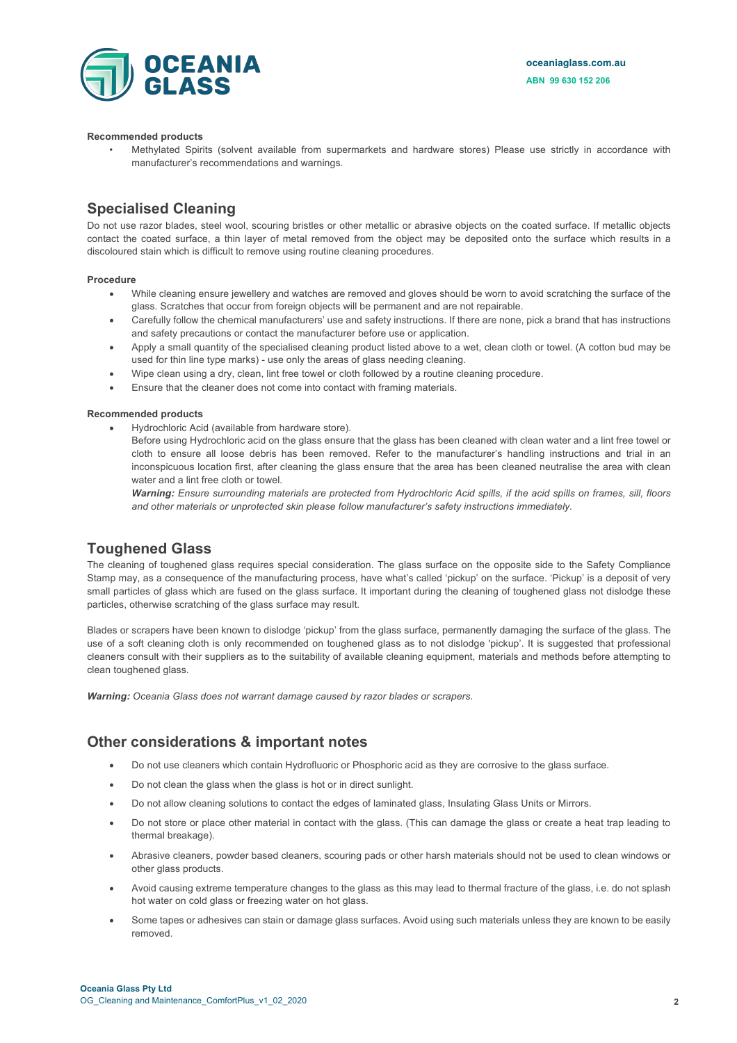**Recommended products**

- Methylated Spirits (solvent available from supermarkets and hardware stores) Please use strictly in accordance with manufacturer's recommendations and warnings.

## Specialised Cleaning

Do not use razor blades, steel wool, scouring bristles or other metallic or abrasive objects on the coated surface. If metallic objects contact the coated surface, a thin layer of metal removed from the object may be deposited onto the surface which results in a discoloured stain which is difficult to remove using routine cleaning procedures.

**Procedure**

- While cleaning ensure jewellery and watches are removed and gloves should be worn to avoid scratching the surface of the glass. Scratches that occur from foreign objects will be permanent and are not repairable.
- Carefully follow the chemical manufacturers' use and safety instructions. If there are none, pick a brand that has instructions and safety precautions or contact the manufacturer before use or application.
- Apply a small quantity of the specialised cleaning product listed above to a wet, clean cloth or towel. (A cotton bud may be used for thin line type marks) - use only the areas of glass needing cleaning.
- Wipe clean using a dry, clean, lint free towel or cloth followed by a routine cleaning procedure.
- Ensure that the cleaner does not come into contact with framing materials.

**Recommended products**

- Hydrochloric Acid (available from hardware store).
  Before using Hydrochloric acid on the glass ensure that the glass has been cleaned with clean water and a lint free towel or cloth to ensure all loose debris has been removed. Refer to the manufacturer's handling instructions and trial in an inconspicuous location first, after cleaning the glass ensure that the area has been cleaned neutralise the area with clean water and a lint free cloth or towel.
  ***Warning:*** *Ensure surrounding materials are protected from Hydrochloric Acid spills, if the acid spills on frames, sill, floors and other materials or unprotected skin please follow manufacturer's safety instructions immediately.*

## Toughened Glass

The cleaning of toughened glass requires special consideration. The glass surface on the opposite side to the Safety Compliance Stamp may, as a consequence of the manufacturing process, have what's called 'pickup' on the surface. 'Pickup' is a deposit of very small particles of glass which are fused on the glass surface. It important during the cleaning of toughened glass not dislodge these particles, otherwise scratching of the glass surface may result.

Blades or scrapers have been known to dislodge 'pickup' from the glass surface, permanently damaging the surface of the glass. The use of a soft cleaning cloth is only recommended on toughened glass as to not dislodge 'pickup'. It is suggested that professional cleaners consult with their suppliers as to the suitability of available cleaning equipment, materials and methods before attempting to clean toughened glass.

***Warning:*** *Oceania Glass does not warrant damage caused by razor blades or scrapers.*

## Other considerations & important notes

- Do not use cleaners which contain Hydrofluoric or Phosphoric acid as they are corrosive to the glass surface.
- Do not clean the glass when the glass is hot or in direct sunlight.
- Do not allow cleaning solutions to contact the edges of laminated glass, Insulating Glass Units or Mirrors.
- Do not store or place other material in contact with the glass. (This can damage the glass or create a heat trap leading to thermal breakage).
- Abrasive cleaners, powder based cleaners, scouring pads or other harsh materials should not be used to clean windows or other glass products.
- Avoid causing extreme temperature changes to the glass as this may lead to thermal fracture of the glass, i.e. do not splash hot water on cold glass or freezing water on hot glass.
- Some tapes or adhesives can stain or damage glass surfaces. Avoid using such materials unless they are known to be easily removed.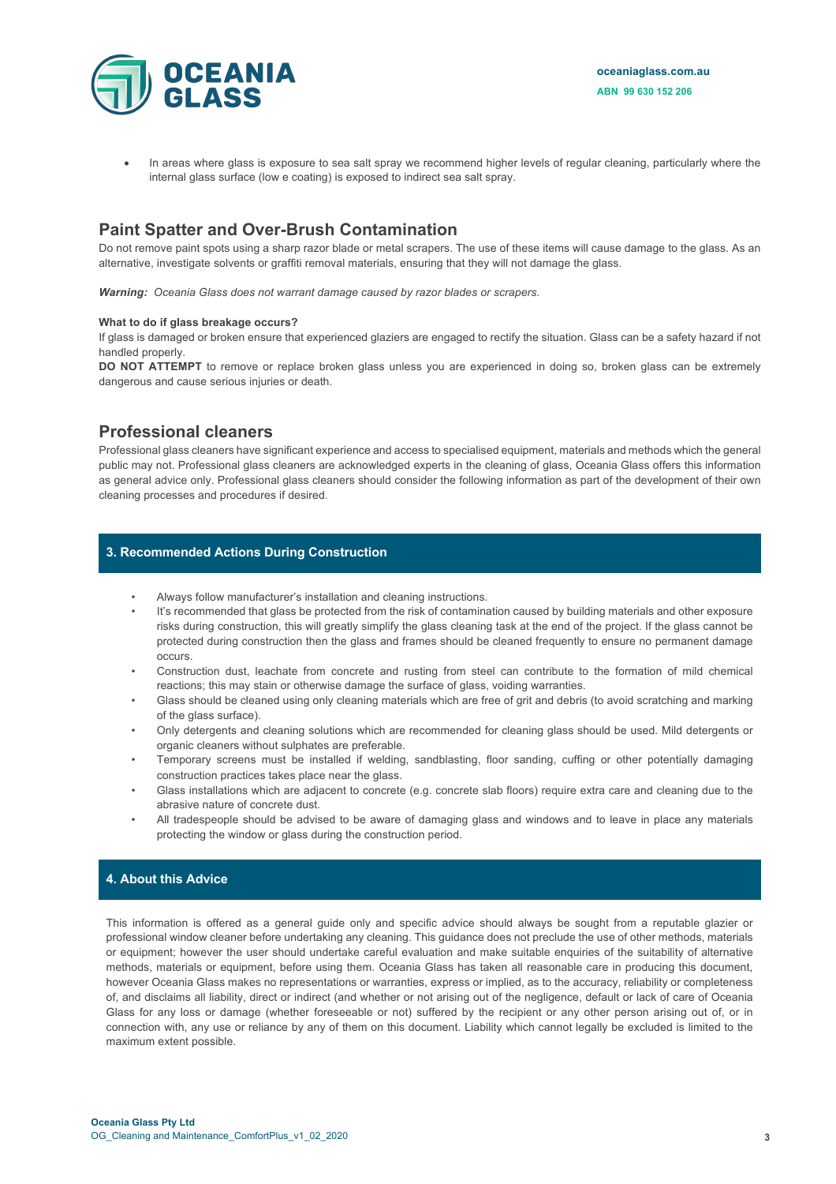- In areas where glass is exposure to sea salt spray we recommend higher levels of regular cleaning, particularly where the internal glass surface (low e coating) is exposed to indirect sea salt spray.

## Paint Spatter and Over-Brush Contamination

Do not remove paint spots using a sharp razor blade or metal scrapers. The use of these items will cause damage to the glass. As an alternative, investigate solvents or graffiti removal materials, ensuring that they will not damage the glass.

***Warning:*** *Oceania Glass does not warrant damage caused by razor blades or scrapers.*

**What to do if glass breakage occurs?**

If glass is damaged or broken ensure that experienced glaziers are engaged to rectify the situation. Glass can be a safety hazard if not handled properly.

**DO NOT ATTEMPT** to remove or replace broken glass unless you are experienced in doing so, broken glass can be extremely dangerous and cause serious injuries or death.

## Professional cleaners

Professional glass cleaners have significant experience and access to specialised equipment, materials and methods which the general public may not. Professional glass cleaners are acknowledged experts in the cleaning of glass, Oceania Glass offers this information as general advice only. Professional glass cleaners should consider the following information as part of the development of their own cleaning processes and procedures if desired.

## 3. Recommended Actions During Construction

- Always follow manufacturer's installation and cleaning instructions.
- It's recommended that glass be protected from the risk of contamination caused by building materials and other exposure risks during construction, this will greatly simplify the glass cleaning task at the end of the project. If the glass cannot be protected during construction then the glass and frames should be cleaned frequently to ensure no permanent damage occurs.
- Construction dust, leachate from concrete and rusting from steel can contribute to the formation of mild chemical reactions; this may stain or otherwise damage the surface of glass, voiding warranties.
- Glass should be cleaned using only cleaning materials which are free of grit and debris (to avoid scratching and marking of the glass surface).
- Only detergents and cleaning solutions which are recommended for cleaning glass should be used. Mild detergents or organic cleaners without sulphates are preferable.
- Temporary screens must be installed if welding, sandblasting, floor sanding, cuffing or other potentially damaging construction practices takes place near the glass.
- Glass installations which are adjacent to concrete (e.g. concrete slab floors) require extra care and cleaning due to the abrasive nature of concrete dust.
- All tradespeople should be advised to be aware of damaging glass and windows and to leave in place any materials protecting the window or glass during the construction period.

## 4. About this Advice

This information is offered as a general guide only and specific advice should always be sought from a reputable glazier or professional window cleaner before undertaking any cleaning. This guidance does not preclude the use of other methods, materials or equipment; however the user should undertake careful evaluation and make suitable enquiries of the suitability of alternative methods, materials or equipment, before using them. Oceania Glass has taken all reasonable care in producing this document, however Oceania Glass makes no representations or warranties, express or implied, as to the accuracy, reliability or completeness of, and disclaims all liability, direct or indirect (and whether or not arising out of the negligence, default or lack of care of Oceania Glass for any loss or damage (whether foreseeable or not) suffered by the recipient or any other person arising out of, or in connection with, any use or reliance by any of them on this document. Liability which cannot legally be excluded is limited to the maximum extent possible.